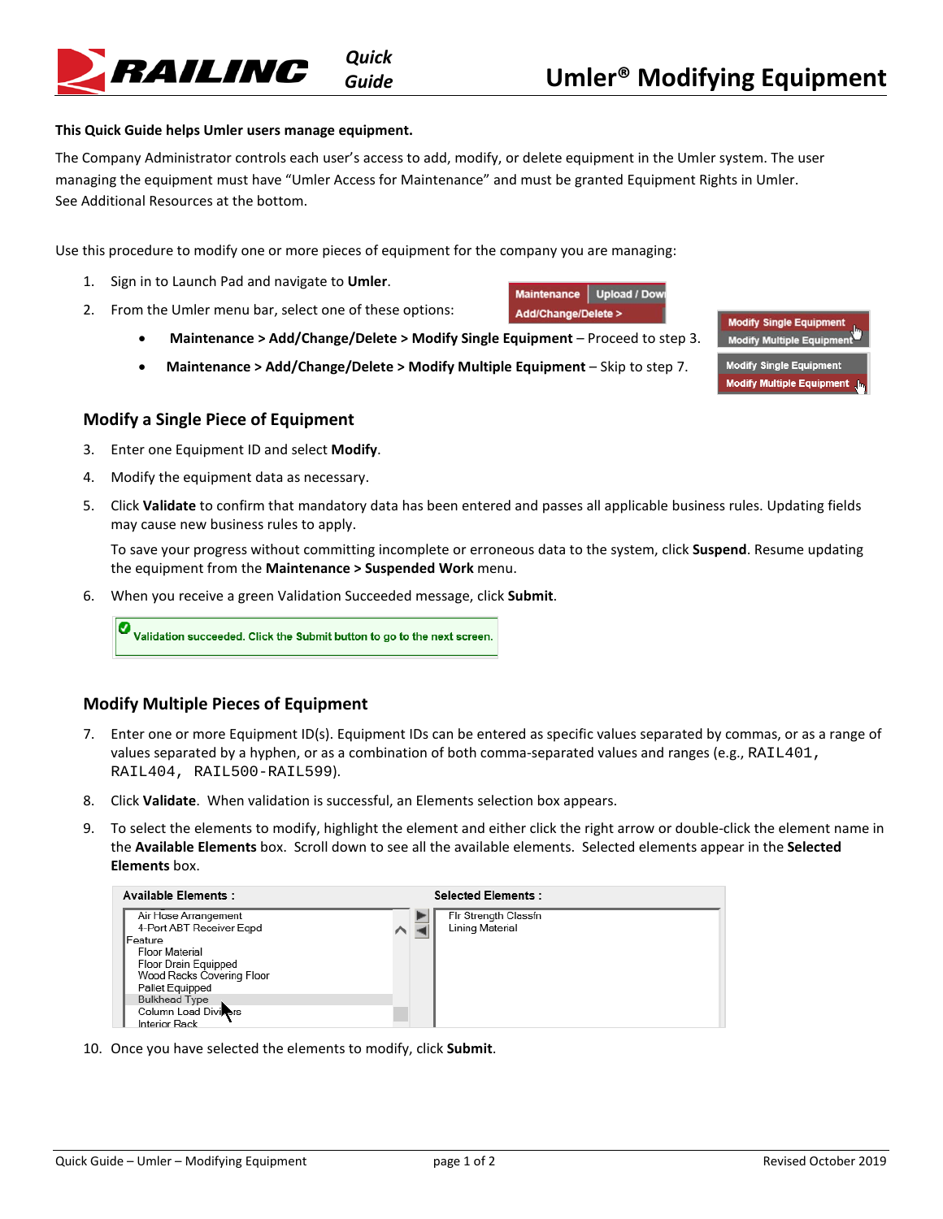# Umler® Modifying Equipment

**This Quick Guide helps Umler users manage equipment.**

The Company Administrator controls each user's access to add, modify, or delete equipment in the Umler system. The user managing the equipment must have "Umler Access for Maintenance" and must be granted Equipment Rights in Umler. See Additional Resources at the bottom.

Use this procedure to modify one or more pieces of equipment for the company you are managing:

1. Sign in to Launch Pad and navigate to **Umler**.
2. From the Umler menu bar, select one of these options:
   - **Maintenance > Add/Change/Delete > Modify Single Equipment** – Proceed to step 3.
   - **Maintenance > Add/Change/Delete > Modify Multiple Equipment** – Skip to step 7.

## Modify a Single Piece of Equipment

3. Enter one Equipment ID and select **Modify**.
4. Modify the equipment data as necessary.
5. Click **Validate** to confirm that mandatory data has been entered and passes all applicable business rules. Updating fields may cause new business rules to apply.

   To save your progress without committing incomplete or erroneous data to the system, click **Suspend**. Resume updating the equipment from the **Maintenance > Suspended Work** menu.
6. When you receive a green Validation Succeeded message, click **Submit**.

## Modify Multiple Pieces of Equipment

7. Enter one or more Equipment ID(s). Equipment IDs can be entered as specific values separated by commas, or as a range of values separated by a hyphen, or as a combination of both comma-separated values and ranges (e.g., `RAIL401, RAIL404, RAIL500-RAIL599`).
8. Click **Validate**. When validation is successful, an Elements selection box appears.
9. To select the elements to modify, highlight the element and either click the right arrow or double-click the element name in the **Available Elements** box. Scroll down to see all the available elements. Selected elements appear in the **Selected Elements** box.
10. Once you have selected the elements to modify, click **Submit**.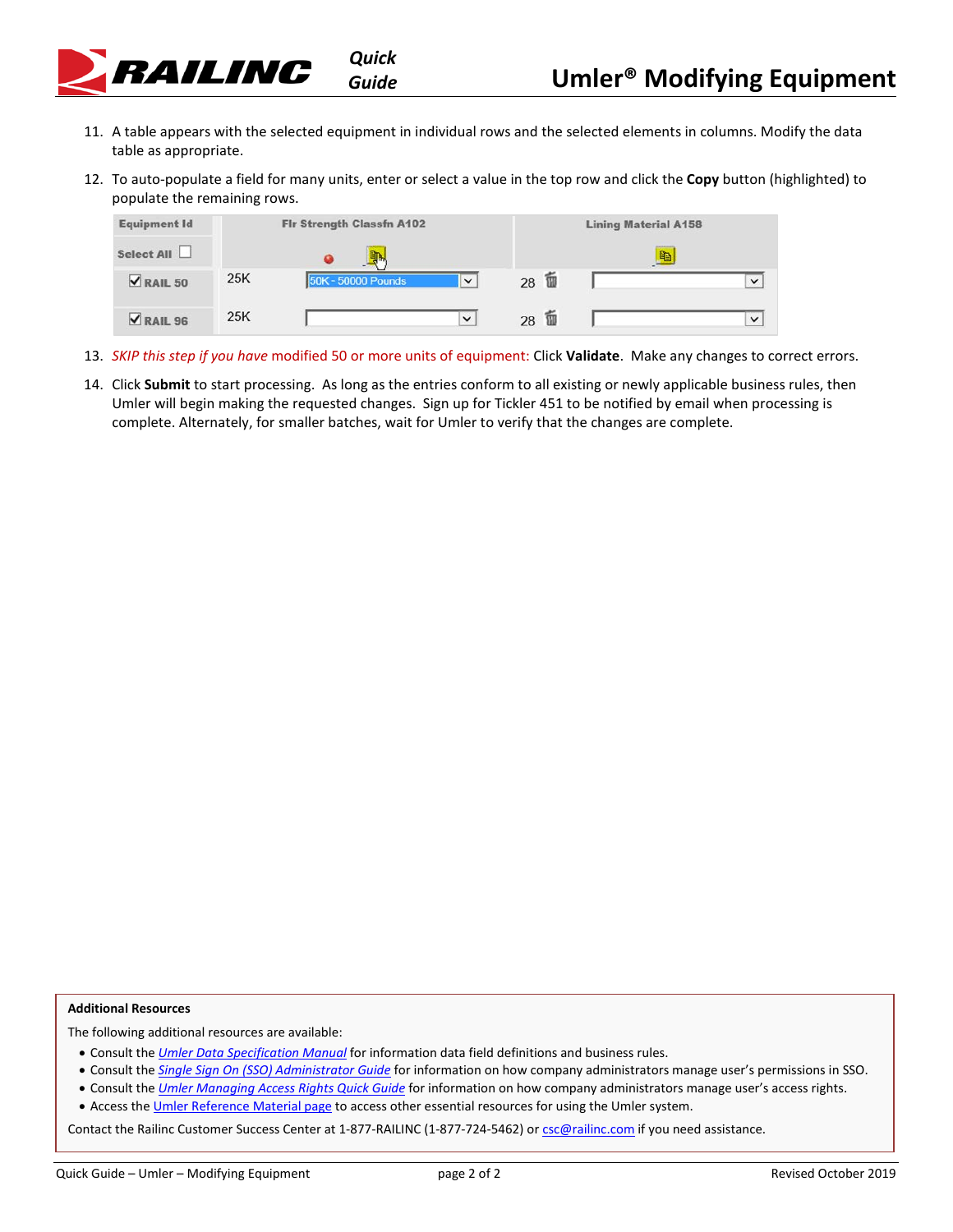11. A table appears with the selected equipment in individual rows and the selected elements in columns. Modify the data table as appropriate.

12. To auto-populate a field for many units, enter or select a value in the top row and click the **Copy** button (highlighted) to populate the remaining rows.

| Equipment Id | Flr Strength Classfn A102 | | Lining Material A158 | |
|---|---|---|---|---|
| Select All ☐ | | | | |
| ☑ RAIL 50 | 25K | 50K - 50000 Pounds | 28 | |
| ☑ RAIL 96 | 25K | | 28 | |

13. *SKIP this step if you have* modified 50 or more units of equipment: Click **Validate**. Make any changes to correct errors.

14. Click **Submit** to start processing. As long as the entries conform to all existing or newly applicable business rules, then Umler will begin making the requested changes. Sign up for Tickler 451 to be notified by email when processing is complete. Alternately, for smaller batches, wait for Umler to verify that the changes are complete.

**Additional Resources**

The following additional resources are available:

- Consult the *Umler Data Specification Manual* for information data field definitions and business rules.
- Consult the *Single Sign On (SSO) Administrator Guide* for information on how company administrators manage user's permissions in SSO.
- Consult the *Umler Managing Access Rights Quick Guide* for information on how company administrators manage user's access rights.
- Access the Umler Reference Material page to access other essential resources for using the Umler system.

Contact the Railinc Customer Success Center at 1-877-RAILINC (1-877-724-5462) or csc@railinc.com if you need assistance.